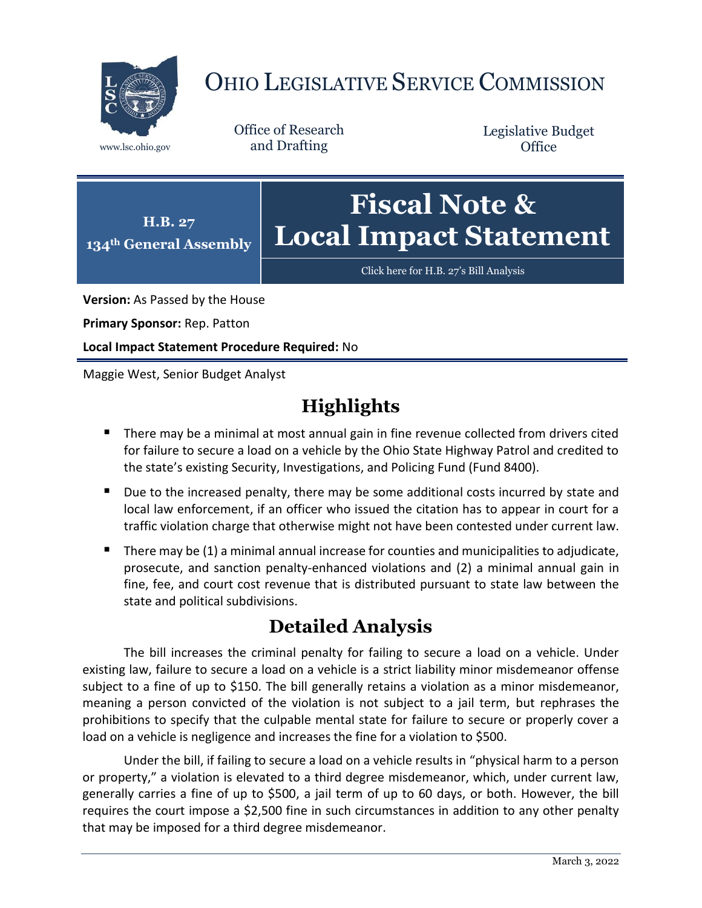# OHIO LEGISLATIVE SERVICE COMMISSION

www.lsc.ohio.gov

Office of Research and Drafting

Legislative Budget Office

**H.B. 27**
**134th General Assembly**

# Fiscal Note & Local Impact Statement

Click here for H.B. 27's Bill Analysis

**Version:** As Passed by the House

**Primary Sponsor:** Rep. Patton

**Local Impact Statement Procedure Required:** No

Maggie West, Senior Budget Analyst

## Highlights

- There may be a minimal at most annual gain in fine revenue collected from drivers cited for failure to secure a load on a vehicle by the Ohio State Highway Patrol and credited to the state's existing Security, Investigations, and Policing Fund (Fund 8400).
- Due to the increased penalty, there may be some additional costs incurred by state and local law enforcement, if an officer who issued the citation has to appear in court for a traffic violation charge that otherwise might not have been contested under current law.
- There may be (1) a minimal annual increase for counties and municipalities to adjudicate, prosecute, and sanction penalty-enhanced violations and (2) a minimal annual gain in fine, fee, and court cost revenue that is distributed pursuant to state law between the state and political subdivisions.

## Detailed Analysis

The bill increases the criminal penalty for failing to secure a load on a vehicle. Under existing law, failure to secure a load on a vehicle is a strict liability minor misdemeanor offense subject to a fine of up to $150. The bill generally retains a violation as a minor misdemeanor, meaning a person convicted of the violation is not subject to a jail term, but rephrases the prohibitions to specify that the culpable mental state for failure to secure or properly cover a load on a vehicle is negligence and increases the fine for a violation to $500.

Under the bill, if failing to secure a load on a vehicle results in "physical harm to a person or property," a violation is elevated to a third degree misdemeanor, which, under current law, generally carries a fine of up to $500, a jail term of up to 60 days, or both. However, the bill requires the court impose a $2,500 fine in such circumstances in addition to any other penalty that may be imposed for a third degree misdemeanor.

March 3, 2022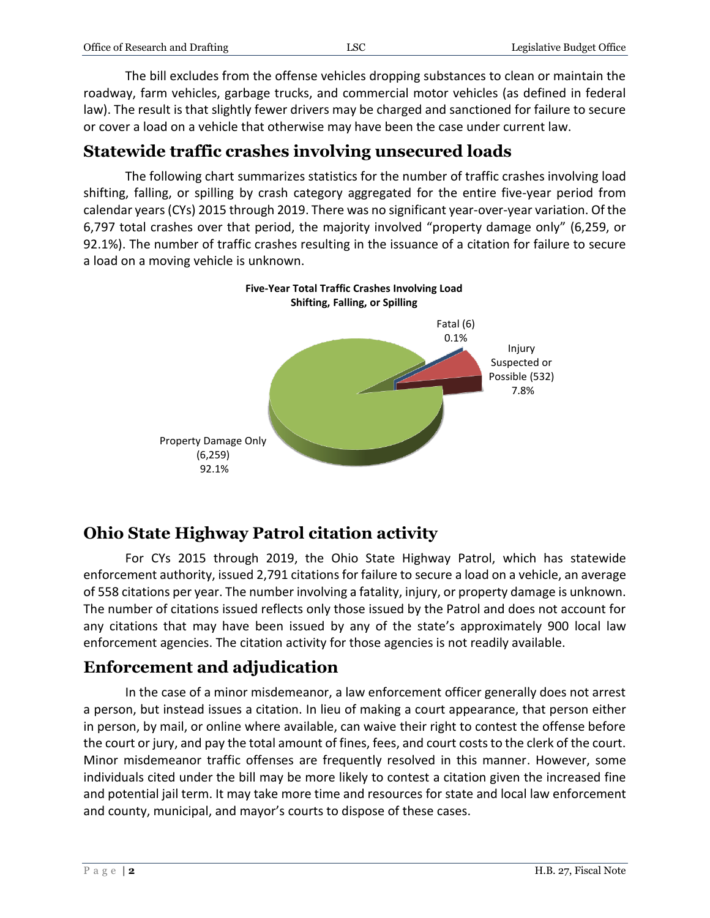The bill excludes from the offense vehicles dropping substances to clean or maintain the roadway, farm vehicles, garbage trucks, and commercial motor vehicles (as defined in federal law). The result is that slightly fewer drivers may be charged and sanctioned for failure to secure or cover a load on a vehicle that otherwise may have been the case under current law.

## Statewide traffic crashes involving unsecured loads

The following chart summarizes statistics for the number of traffic crashes involving load shifting, falling, or spilling by crash category aggregated for the entire five-year period from calendar years (CYs) 2015 through 2019. There was no significant year-over-year variation. Of the 6,797 total crashes over that period, the majority involved "property damage only" (6,259, or 92.1%). The number of traffic crashes resulting in the issuance of a citation for failure to secure a load on a moving vehicle is unknown.

**Five-Year Total Traffic Crashes Involving Load Shifting, Falling, or Spilling**

| Crash Category | Number | Percent |
|---|---|---|
| Fatal | 6 | 0.1% |
| Injury Suspected or Possible | 532 | 7.8% |
| Property Damage Only | 6,259 | 92.1% |

## Ohio State Highway Patrol citation activity

For CYs 2015 through 2019, the Ohio State Highway Patrol, which has statewide enforcement authority, issued 2,791 citations for failure to secure a load on a vehicle, an average of 558 citations per year. The number involving a fatality, injury, or property damage is unknown. The number of citations issued reflects only those issued by the Patrol and does not account for any citations that may have been issued by any of the state's approximately 900 local law enforcement agencies. The citation activity for those agencies is not readily available.

## Enforcement and adjudication

In the case of a minor misdemeanor, a law enforcement officer generally does not arrest a person, but instead issues a citation. In lieu of making a court appearance, that person either in person, by mail, or online where available, can waive their right to contest the offense before the court or jury, and pay the total amount of fines, fees, and court costs to the clerk of the court. Minor misdemeanor traffic offenses are frequently resolved in this manner. However, some individuals cited under the bill may be more likely to contest a citation given the increased fine and potential jail term. It may take more time and resources for state and local law enforcement and county, municipal, and mayor's courts to dispose of these cases.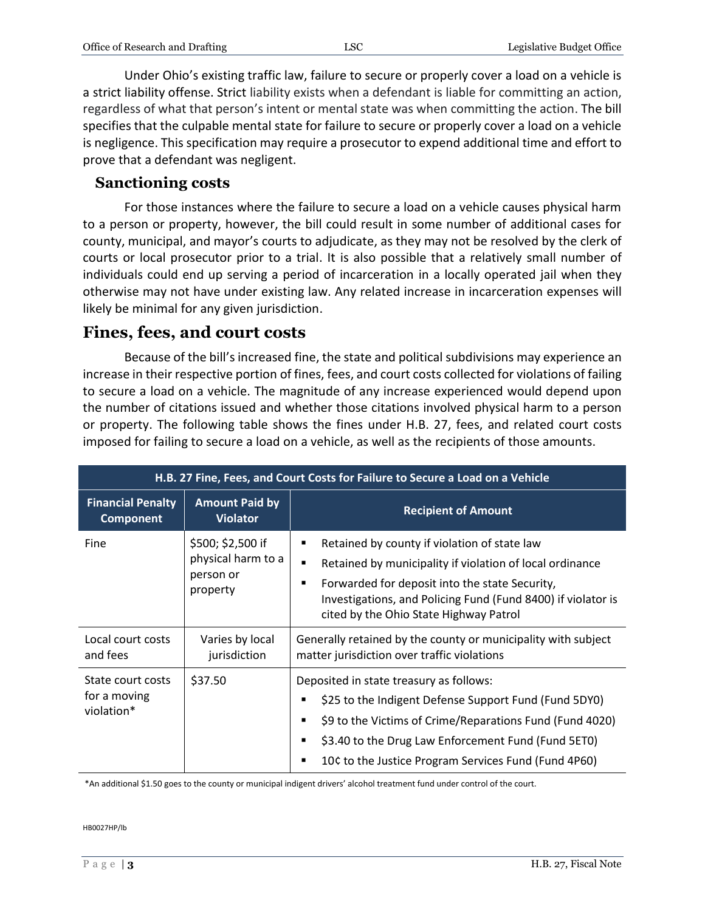Under Ohio's existing traffic law, failure to secure or properly cover a load on a vehicle is a strict liability offense. Strict liability exists when a defendant is liable for committing an action, regardless of what that person's intent or mental state was when committing the action. The bill specifies that the culpable mental state for failure to secure or properly cover a load on a vehicle is negligence. This specification may require a prosecutor to expend additional time and effort to prove that a defendant was negligent.

### Sanctioning costs

For those instances where the failure to secure a load on a vehicle causes physical harm to a person or property, however, the bill could result in some number of additional cases for county, municipal, and mayor's courts to adjudicate, as they may not be resolved by the clerk of courts or local prosecutor prior to a trial. It is also possible that a relatively small number of individuals could end up serving a period of incarceration in a locally operated jail when they otherwise may not have under existing law. Any related increase in incarceration expenses will likely be minimal for any given jurisdiction.

## Fines, fees, and court costs

Because of the bill's increased fine, the state and political subdivisions may experience an increase in their respective portion of fines, fees, and court costs collected for violations of failing to secure a load on a vehicle. The magnitude of any increase experienced would depend upon the number of citations issued and whether those citations involved physical harm to a person or property. The following table shows the fines under H.B. 27, fees, and related court costs imposed for failing to secure a load on a vehicle, as well as the recipients of those amounts.

| H.B. 27 Fine, Fees, and Court Costs for Failure to Secure a Load on a Vehicle | | |
|---|---|---|
| **Financial Penalty Component** | **Amount Paid by Violator** | **Recipient of Amount** |
| Fine | \$500; \$2,500 if physical harm to a person or property | ▪ Retained by county if violation of state law<br>▪ Retained by municipality if violation of local ordinance<br>▪ Forwarded for deposit into the state Security, Investigations, and Policing Fund (Fund 8400) if violator is cited by the Ohio State Highway Patrol |
| Local court costs and fees | Varies by local jurisdiction | Generally retained by the county or municipality with subject matter jurisdiction over traffic violations |
| State court costs for a moving violation* | \$37.50 | Deposited in state treasury as follows:<br>▪ \$25 to the Indigent Defense Support Fund (Fund 5DY0)<br>▪ \$9 to the Victims of Crime/Reparations Fund (Fund 4020)<br>▪ \$3.40 to the Drug Law Enforcement Fund (Fund 5ET0)<br>▪ 10¢ to the Justice Program Services Fund (Fund 4P60) |

*An additional \$1.50 goes to the county or municipal indigent drivers' alcohol treatment fund under control of the court.

HB0027HP/lb